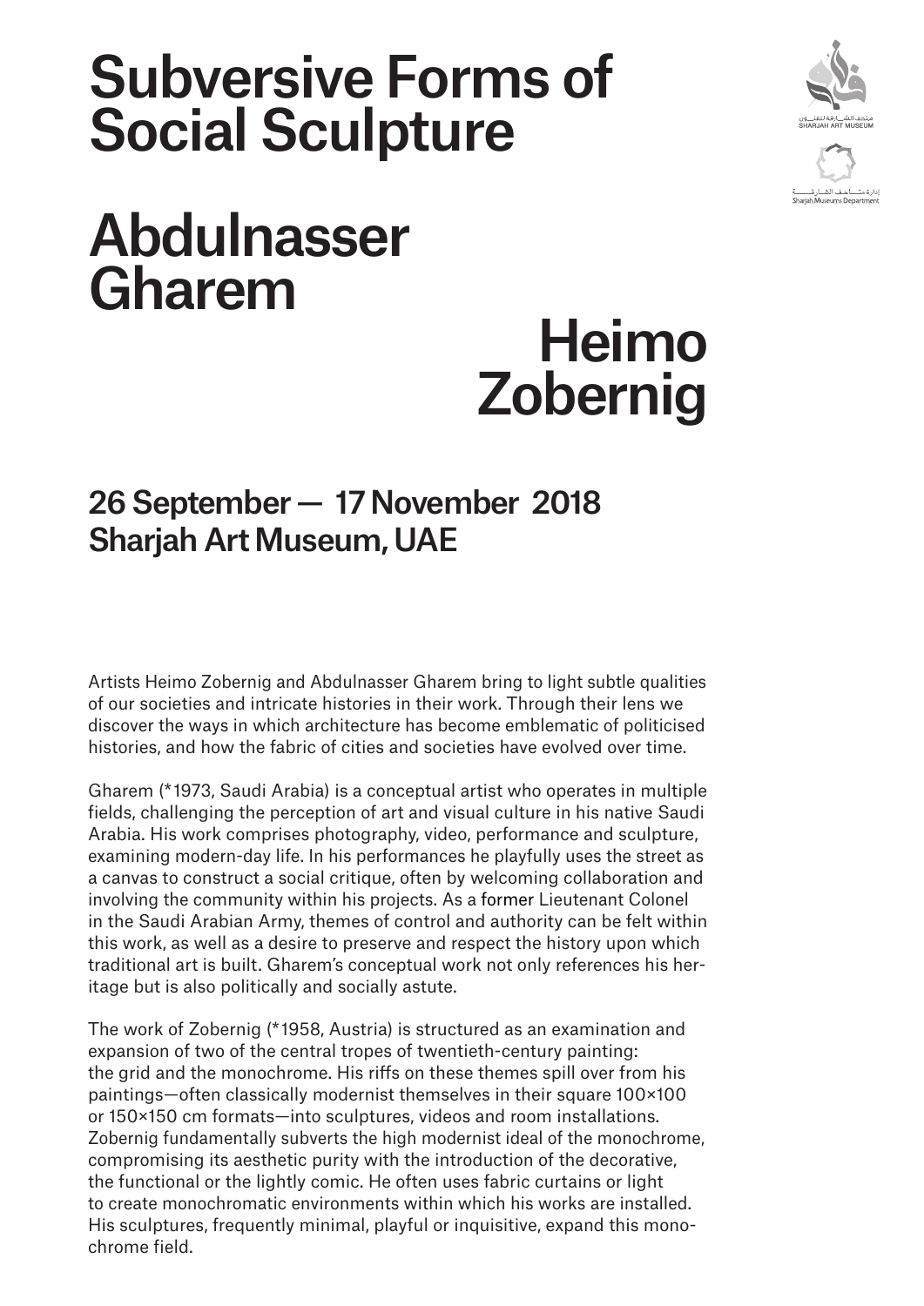# Subversive Forms of Social Sculpture

## Abdulnasser Gharem

## Heimo Zobernig

### 26 September — 17 November 2018
### Sharjah Art Museum, UAE

Artists Heimo Zobernig and Abdulnasser Gharem bring to light subtle qualities of our societies and intricate histories in their work. Through their lens we discover the ways in which architecture has become emblematic of politicised histories, and how the fabric of cities and societies have evolved over time.

Gharem (*1973, Saudi Arabia) is a conceptual artist who operates in multiple fields, challenging the perception of art and visual culture in his native Saudi Arabia. His work comprises photography, video, performance and sculpture, examining modern-day life. In his performances he playfully uses the street as a canvas to construct a social critique, often by welcoming collaboration and involving the community within his projects. As a former Lieutenant Colonel in the Saudi Arabian Army, themes of control and authority can be felt within this work, as well as a desire to preserve and respect the history upon which traditional art is built. Gharem's conceptual work not only references his heritage but is also politically and socially astute.

The work of Zobernig (*1958, Austria) is structured as an examination and expansion of two of the central tropes of twentieth-century painting: the grid and the monochrome. His riffs on these themes spill over from his paintings—often classically modernist themselves in their square 100×100 or 150×150 cm formats—into sculptures, videos and room installations. Zobernig fundamentally subverts the high modernist ideal of the monochrome, compromising its aesthetic purity with the introduction of the decorative, the functional or the lightly comic. He often uses fabric curtains or light to create monochromatic environments within which his works are installed. His sculptures, frequently minimal, playful or inquisitive, expand this monochrome field.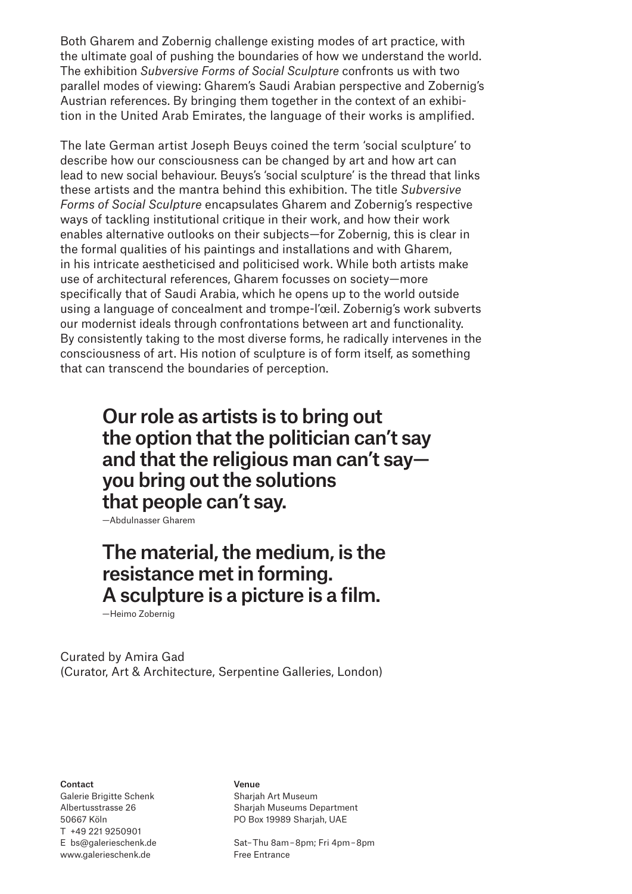Both Gharem and Zobernig challenge existing modes of art practice, with the ultimate goal of pushing the boundaries of how we understand the world. The exhibition *Subversive Forms of Social Sculpture* confronts us with two parallel modes of viewing: Gharem's Saudi Arabian perspective and Zobernig's Austrian references. By bringing them together in the context of an exhibition in the United Arab Emirates, the language of their works is amplified.

The late German artist Joseph Beuys coined the term 'social sculpture' to describe how our consciousness can be changed by art and how art can lead to new social behaviour. Beuys's 'social sculpture' is the thread that links these artists and the mantra behind this exhibition. The title *Subversive Forms of Social Sculpture* encapsulates Gharem and Zobernig's respective ways of tackling institutional critique in their work, and how their work enables alternative outlooks on their subjects—for Zobernig, this is clear in the formal qualities of his paintings and installations and with Gharem, in his intricate aestheticised and politicised work. While both artists make use of architectural references, Gharem focusses on society—more specifically that of Saudi Arabia, which he opens up to the world outside using a language of concealment and trompe-l'œil. Zobernig's work subverts our modernist ideals through confrontations between art and functionality. By consistently taking to the most diverse forms, he radically intervenes in the consciousness of art. His notion of sculpture is of form itself, as something that can transcend the boundaries of perception.

**Our role as artists is to bring out the option that the politician can't say and that the religious man can't say—you bring out the solutions that people can't say.**

—Abdulnasser Gharem

**The material, the medium, is the resistance met in forming. A sculpture is a picture is a film.**

—Heimo Zobernig

Curated by Amira Gad
(Curator, Art & Architecture, Serpentine Galleries, London)

**Contact**
Galerie Brigitte Schenk
Albertusstrasse 26
50667 Köln
T +49 221 9250901
E bs@galerieschenk.de
www.galerieschenk.de

**Venue**
Sharjah Art Museum
Sharjah Museums Department
PO Box 19989 Sharjah, UAE

Sat–Thu 8am–8pm; Fri 4pm–8pm
Free Entrance